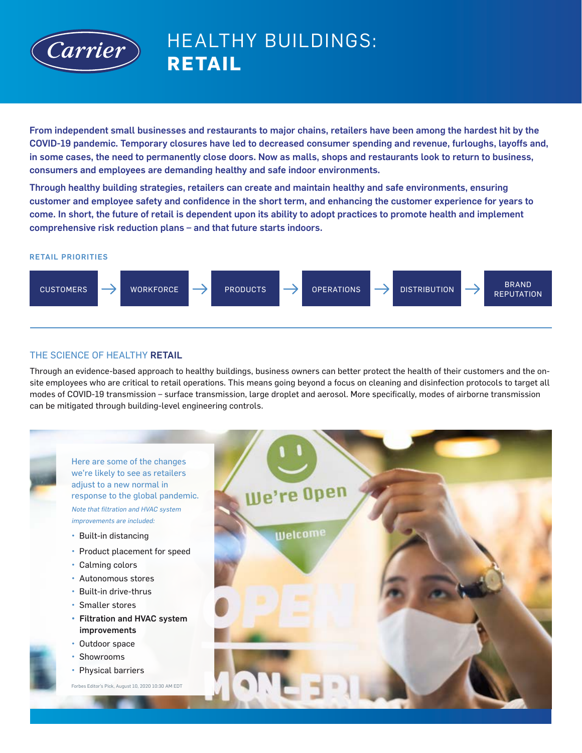# HEALTHY BUILDINGS: **RETAIL**

**From independent small businesses and restaurants to major chains, retailers have been among the hardest hit by the COVID-19 pandemic. Temporary closures have led to decreased consumer spending and revenue, furloughs, layoffs and, in some cases, the need to permanently close doors. Now as malls, shops and restaurants look to return to business, consumers and employees are demanding healthy and safe indoor environments.**

**Through healthy building strategies, retailers can create and maintain healthy and safe environments, ensuring customer and employee safety and confidence in the short term, and enhancing the customer experience for years to come. In short, the future of retail is dependent upon its ability to adopt practices to promote health and implement comprehensive risk reduction plans – and that future starts indoors.**

### RETAIL PRIORITIES

CUSTOMERS → WORKFORCE → PRODUCTS → OPERATIONS → DISTRIBUTION → BRAND REPUTATION

## THE SCIENCE OF HEALTHY **RETAIL**

Through an evidence-based approach to healthy buildings, business owners can better protect the health of their customers and the on-site employees who are critical to retail operations. This means going beyond a focus on cleaning and disinfection protocols to target all modes of COVID-19 transmission – surface transmission, large droplet and aerosol. More specifically, modes of airborne transmission can be mitigated through building-level engineering controls.

Here are some of the changes we're likely to see as retailers adjust to a new normal in response to the global pandemic.

*Note that filtration and HVAC system improvements are included:*

- Built-in distancing
- Product placement for speed
- Calming colors
- Autonomous stores
- Built-in drive-thrus
- Smaller stores
- **Filtration and HVAC system improvements**
- Outdoor space
- Showrooms
- Physical barriers

Forbes Editor's Pick, August 10, 2020 10:30 AM EDT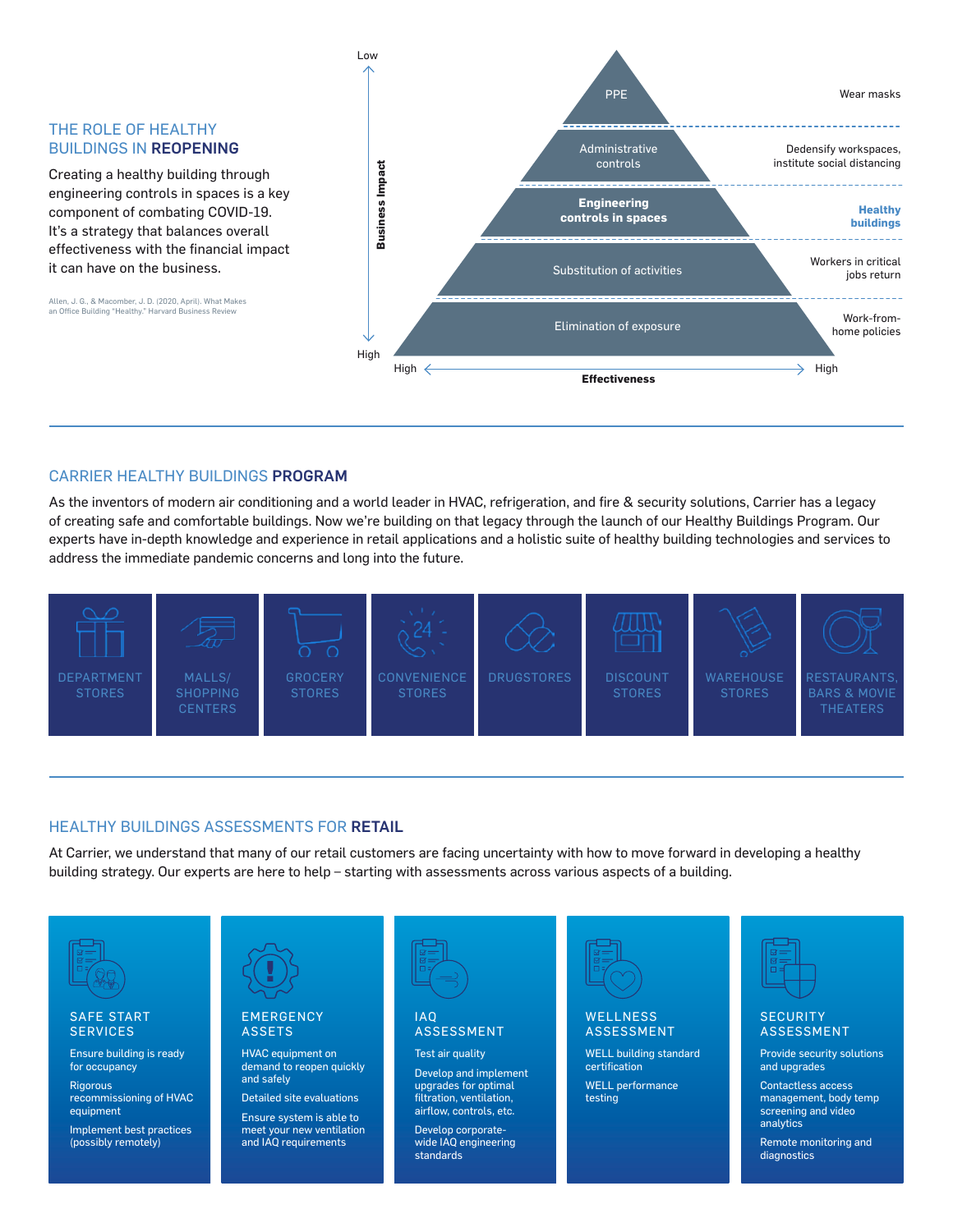## THE ROLE OF HEALTHY BUILDINGS IN **REOPENING**

Creating a healthy building through engineering controls in spaces is a key component of combating COVID-19. It's a strategy that balances overall effectiveness with the financial impact it can have on the business.

Allen, J. G., & Macomber, J. D. (2020, April). What Makes an Office Building "Healthy." Harvard Business Review

| Business Impact | Level | |
|---|---|---|
| Low | PPE | Wear masks |
| | Administrative controls | Dedensify workspaces, institute social distancing |
| | **Engineering controls in spaces** | **Healthy buildings** |
| | Substitution of activities | Workers in critical jobs return |
| High | Elimination of exposure | Work-from-home policies |

Effectiveness: High ← → High

## CARRIER HEALTHY BUILDINGS **PROGRAM**

As the inventors of modern air conditioning and a world leader in HVAC, refrigeration, and fire & security solutions, Carrier has a legacy of creating safe and comfortable buildings. Now we're building on that legacy through the launch of our Healthy Buildings Program. Our experts have in-depth knowledge and experience in retail applications and a holistic suite of healthy building technologies and services to address the immediate pandemic concerns and long into the future.

- DEPARTMENT STORES
- MALLS/ SHOPPING CENTERS
- GROCERY STORES
- CONVENIENCE STORES
- DRUGSTORES
- DISCOUNT STORES
- WAREHOUSE STORES
- RESTAURANTS, BARS & MOVIE THEATERS

## HEALTHY BUILDINGS ASSESSMENTS FOR **RETAIL**

At Carrier, we understand that many of our retail customers are facing uncertainty with how to move forward in developing a healthy building strategy. Our experts are here to help – starting with assessments across various aspects of a building.

### SAFE START SERVICES

- Ensure building is ready for occupancy
- Rigorous recommissioning of HVAC equipment
- Implement best practices (possibly remotely)

### EMERGENCY ASSETS

- HVAC equipment on demand to reopen quickly and safely
- Detailed site evaluations
- Ensure system is able to meet your new ventilation and IAQ requirements

### IAQ ASSESSMENT

- Test air quality
- Develop and implement upgrades for optimal filtration, ventilation, airflow, controls, etc.
- Develop corporate-wide IAQ engineering standards

### WELLNESS ASSESSMENT

- WELL building standard certification
- WELL performance testing

### SECURITY ASSESSMENT

- Provide security solutions and upgrades
- Contactless access management, body temp screening and video analytics
- Remote monitoring and diagnostics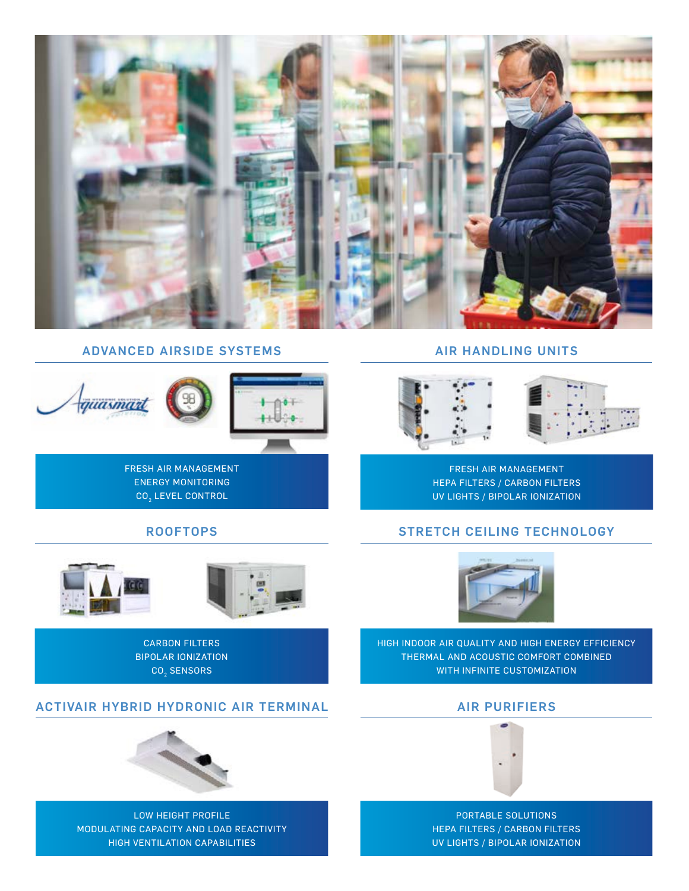## ADVANCED AIRSIDE SYSTEMS

FRESH AIR MANAGEMENT
ENERGY MONITORING
$CO_2$ LEVEL CONTROL

## AIR HANDLING UNITS

FRESH AIR MANAGEMENT
HEPA FILTERS / CARBON FILTERS
UV LIGHTS / BIPOLAR IONIZATION

## ROOFTOPS

CARBON FILTERS
BIPOLAR IONIZATION
$CO_2$ SENSORS

## STRETCH CEILING TECHNOLOGY

HIGH INDOOR AIR QUALITY AND HIGH ENERGY EFFICIENCY
THERMAL AND ACOUSTIC COMFORT COMBINED
WITH INFINITE CUSTOMIZATION

## ACTIVAIR HYBRID HYDRONIC AIR TERMINAL

LOW HEIGHT PROFILE
MODULATING CAPACITY AND LOAD REACTIVITY
HIGH VENTILATION CAPABILITIES

## AIR PURIFIERS

PORTABLE SOLUTIONS
HEPA FILTERS / CARBON FILTERS
UV LIGHTS / BIPOLAR IONIZATION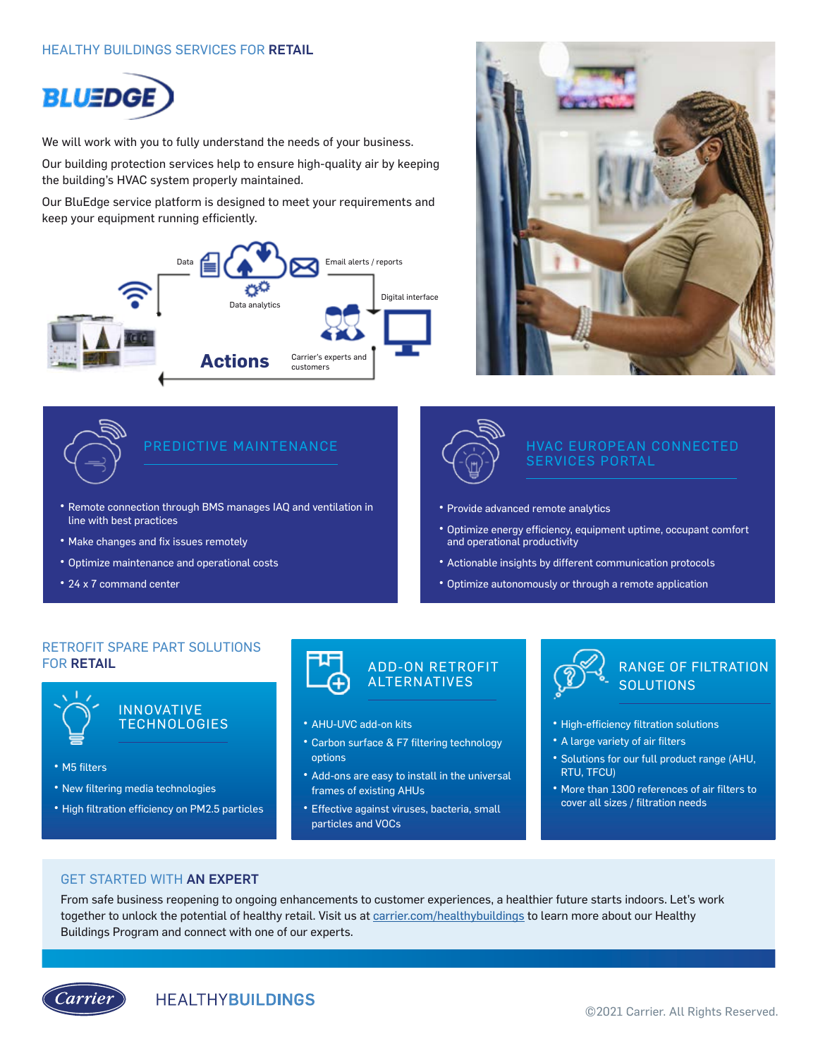## HEALTHY BUILDINGS SERVICES FOR **RETAIL**

BLUEDGE

We will work with you to fully understand the needs of your business.

Our building protection services help to ensure high-quality air by keeping the building's HVAC system properly maintained.

Our BluEdge service platform is designed to meet your requirements and keep your equipment running efficiently.

Data

Data analytics

Email alerts / reports

Digital interface

Carrier's experts and customers

Actions

### PREDICTIVE MAINTENANCE

- Remote connection through BMS manages IAQ and ventilation in line with best practices
- Make changes and fix issues remotely
- Optimize maintenance and operational costs
- 24 x 7 command center

### HVAC EUROPEAN CONNECTED SERVICES PORTAL

- Provide advanced remote analytics
- Optimize energy efficiency, equipment uptime, occupant comfort and operational productivity
- Actionable insights by different communication protocols
- Optimize autonomously or through a remote application

## RETROFIT SPARE PART SOLUTIONS FOR **RETAIL**

### INNOVATIVE TECHNOLOGIES

- M5 filters
- New filtering media technologies
- High filtration efficiency on PM2.5 particles

### ADD-ON RETROFIT ALTERNATIVES

- AHU-UVC add-on kits
- Carbon surface & F7 filtering technology options
- Add-ons are easy to install in the universal frames of existing AHUs
- Effective against viruses, bacteria, small particles and VOCs

### RANGE OF FILTRATION SOLUTIONS

- High-efficiency filtration solutions
- A large variety of air filters
- Solutions for our full product range (AHU, RTU, TFCU)
- More than 1300 references of air filters to cover all sizes / filtration needs

## GET STARTED WITH **AN EXPERT**

From safe business reopening to ongoing enhancements to customer experiences, a healthier future starts indoors. Let's work together to unlock the potential of healthy retail. Visit us at carrier.com/healthybuildings to learn more about our Healthy Buildings Program and connect with one of our experts.

Carrier HEALTHY**BUILDINGS**

©2021 Carrier. All Rights Reserved.